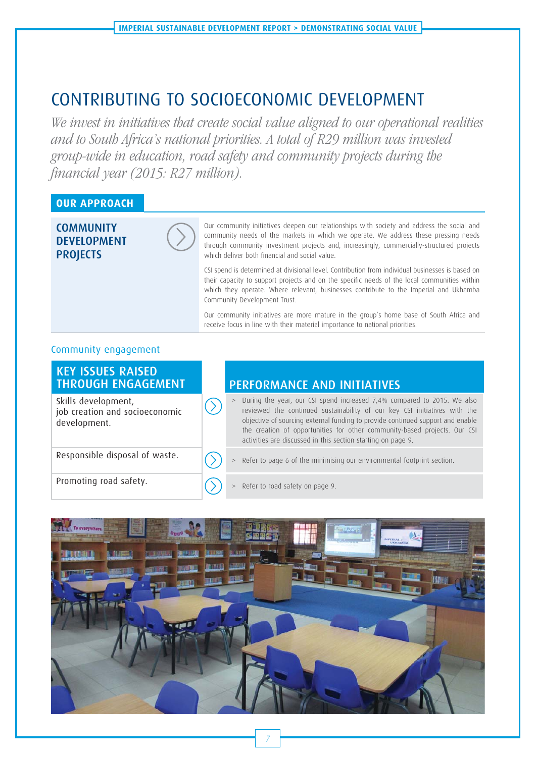# CONTRIBUTING TO SOCIOECONOMIC DEVELOPMENT

*We invest in initiatives that create social value aligned to our operational realities and to South Africa's national priorities. A total of R29 million was invested group-wide in education, road safety and community projects during the financial year (2015: R27 million).*

## OUR APPROACH

### COMMUNITY DEVELOPMENT PROJECTS

Our community initiatives deepen our relationships with society and address the social and community needs of the markets in which we operate. We address these pressing needs through community investment projects and, increasingly, commercially-structured projects which deliver both financial and social value.

CSI spend is determined at divisional level. Contribution from individual businesses is based on their capacity to support projects and on the specific needs of the local communities within which they operate. Where relevant, businesses contribute to the Imperial and Ukhamba Community Development Trust.

Our community initiatives are more mature in the group's home base of South Africa and receive focus in line with their material importance to national priorities.

### Community engagement

| KEY ISSUES RAISED THROUGH ENGAGEMENT | PERFORMANCE AND INITIATIVES |
|---|---|
| Skills development, job creation and socioeconomic development. | > During the year, our CSI spend increased 7,4% compared to 2015. We also reviewed the continued sustainability of our key CSI initiatives with the objective of sourcing external funding to provide continued support and enable the creation of opportunities for other community-based projects. Our CSI activities are discussed in this section starting on page 9. |
| Responsible disposal of waste. | > Refer to page 6 of the minimising our environmental footprint section. |
| Promoting road safety. | > Refer to road safety on page 9. |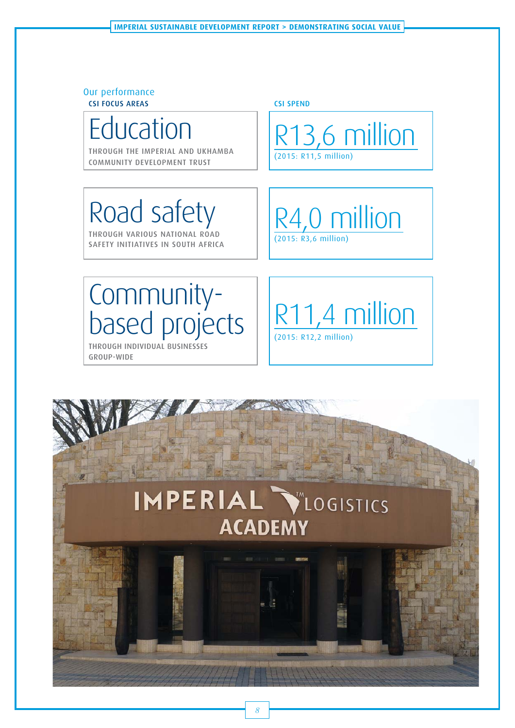## Our performance

| CSI FOCUS AREAS | CSI SPEND |
|---|---|
| **Education** THROUGH THE IMPERIAL AND UKHAMBA COMMUNITY DEVELOPMENT TRUST | R13,6 million (2015: R11,5 million) |
| **Road safety** THROUGH VARIOUS NATIONAL ROAD SAFETY INITIATIVES IN SOUTH AFRICA | R4,0 million (2015: R3,6 million) |
| **Community-based projects** THROUGH INDIVIDUAL BUSINESSES GROUP-WIDE | R11,4 million (2015: R12,2 million) |